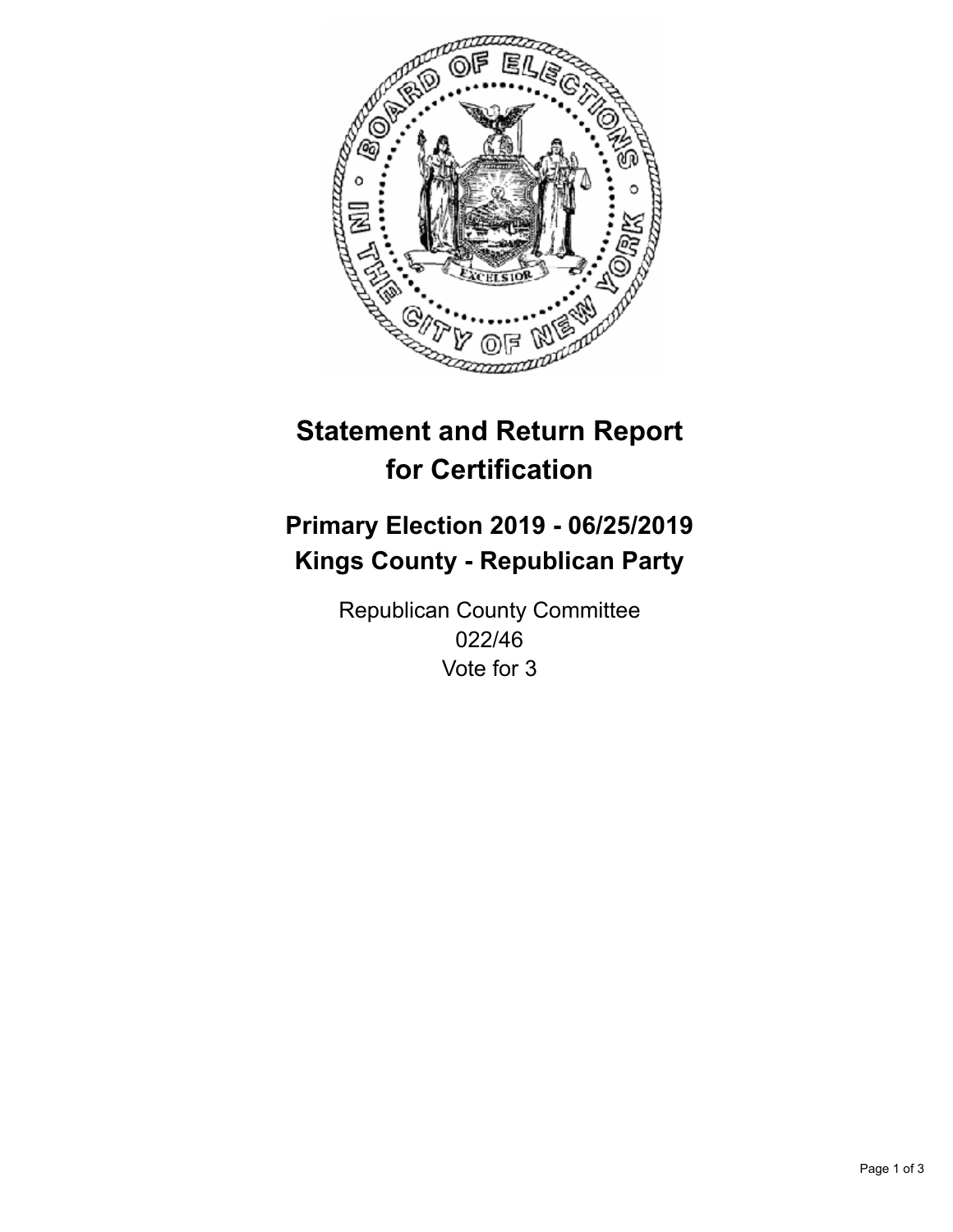# Statement and Return Report for Certification

## Primary Election 2019 - 06/25/2019
## Kings County - Republican Party

Republican County Committee
022/46
Vote for 3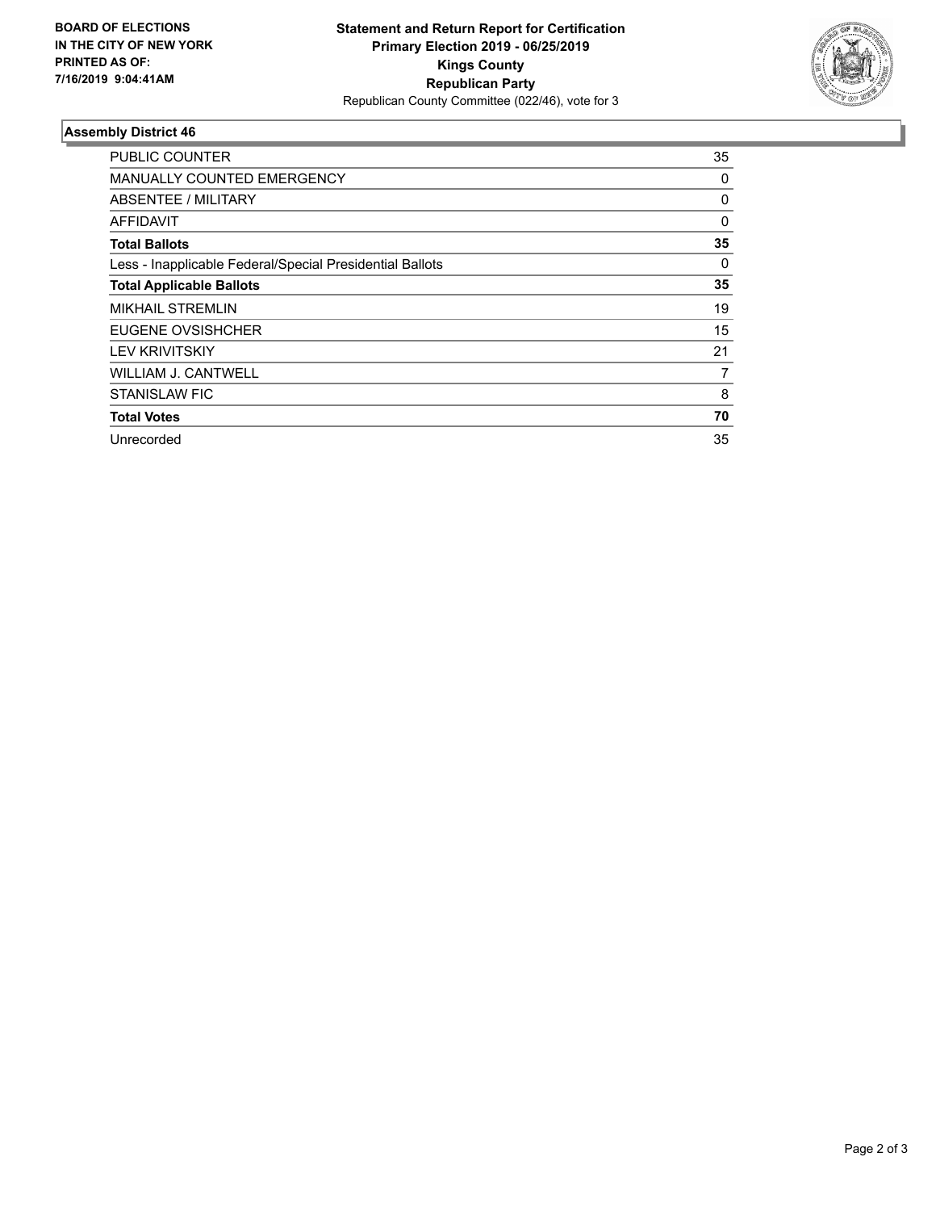**BOARD OF ELECTIONS IN THE CITY OF NEW YORK PRINTED AS OF: 7/16/2019 9:04:41AM**

**Statement and Return Report for Certification**
**Primary Election 2019 - 06/25/2019**
**Kings County**
**Republican Party**
Republican County Committee (022/46), vote for 3

### Assembly District 46

| | |
|---|---|
| PUBLIC COUNTER | 35 |
| MANUALLY COUNTED EMERGENCY | 0 |
| ABSENTEE / MILITARY | 0 |
| AFFIDAVIT | 0 |
| **Total Ballots** | **35** |
| Less - Inapplicable Federal/Special Presidential Ballots | 0 |
| **Total Applicable Ballots** | **35** |
| MIKHAIL STREMLIN | 19 |
| EUGENE OVSISHCHER | 15 |
| LEV KRIVITSKIY | 21 |
| WILLIAM J. CANTWELL | 7 |
| STANISLAW FIC | 8 |
| **Total Votes** | **70** |
| Unrecorded | 35 |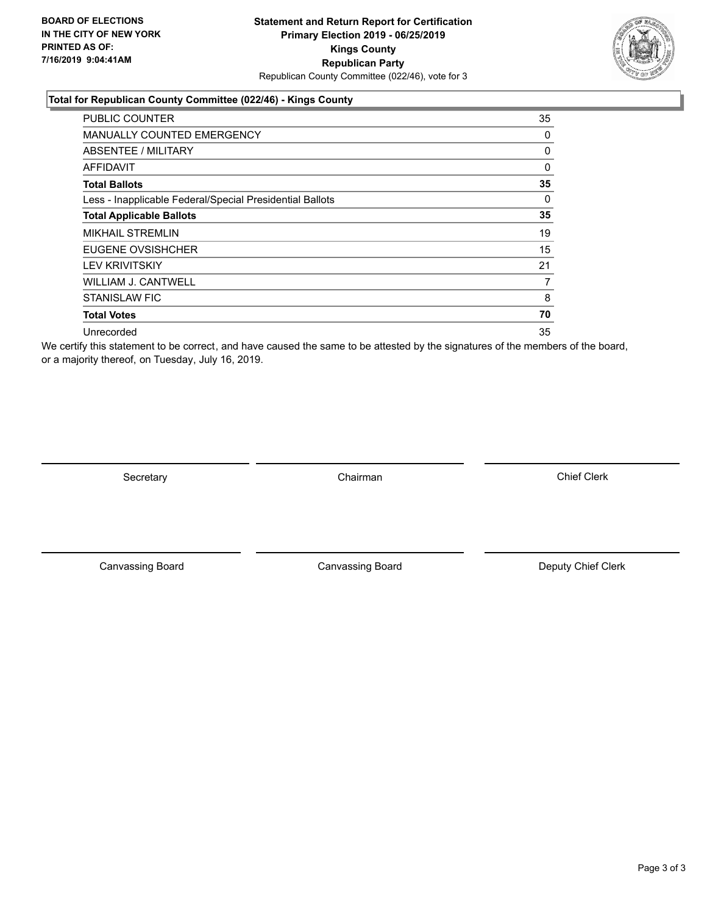**BOARD OF ELECTIONS IN THE CITY OF NEW YORK PRINTED AS OF: 7/16/2019 9:04:41AM**

**Statement and Return Report for Certification Primary Election 2019 - 06/25/2019 Kings County Republican Party**

Republican County Committee (022/46), vote for 3

### Total for Republican County Committee (022/46) - Kings County

| | |
|---|---|
| PUBLIC COUNTER | 35 |
| MANUALLY COUNTED EMERGENCY | 0 |
| ABSENTEE / MILITARY | 0 |
| AFFIDAVIT | 0 |
| **Total Ballots** | **35** |
| Less - Inapplicable Federal/Special Presidential Ballots | 0 |
| **Total Applicable Ballots** | **35** |
| MIKHAIL STREMLIN | 19 |
| EUGENE OVSISHCHER | 15 |
| LEV KRIVITSKIY | 21 |
| WILLIAM J. CANTWELL | 7 |
| STANISLAW FIC | 8 |
| **Total Votes** | **70** |
| Unrecorded | 35 |

We certify this statement to be correct, and have caused the same to be attested by the signatures of the members of the board, or a majority thereof, on Tuesday, July 16, 2019.

Secretary

Chairman

Chief Clerk

Canvassing Board

Canvassing Board

Deputy Chief Clerk